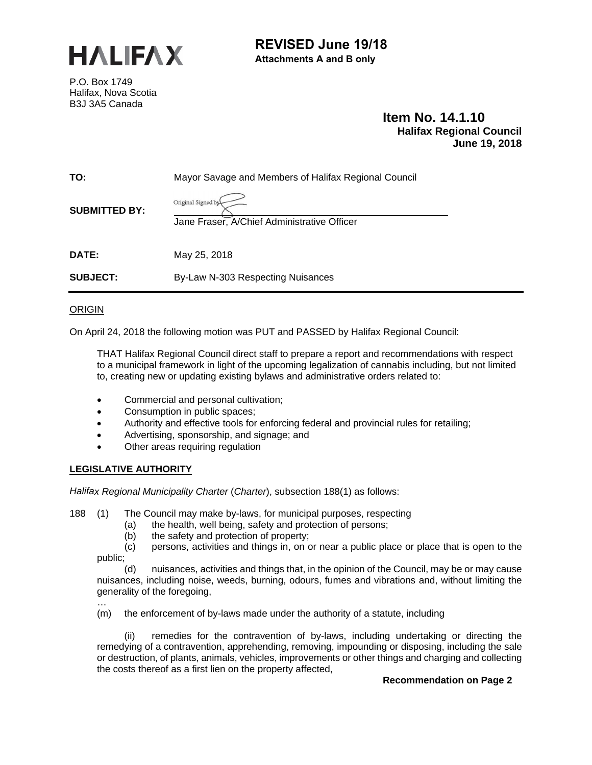HALIFAX

**REVISED June 19/18**
**Attachments A and B only**

P.O. Box 1749
Halifax, Nova Scotia
B3J 3A5 Canada

**Item No. 14.1.10**
**Halifax Regional Council**
**June 19, 2018**

| | |
|---|---|
| **TO:** | Mayor Savage and Members of Halifax Regional Council |
| **SUBMITTED BY:** | Original Signed by<br>Jane Fraser, A/Chief Administrative Officer |
| **DATE:** | May 25, 2018 |
| **SUBJECT:** | By-Law N-303 Respecting Nuisances |

## ORIGIN

On April 24, 2018 the following motion was PUT and PASSED by Halifax Regional Council:

> THAT Halifax Regional Council direct staff to prepare a report and recommendations with respect to a municipal framework in light of the upcoming legalization of cannabis including, but not limited to, creating new or updating existing bylaws and administrative orders related to:
>
> - Commercial and personal cultivation;
> - Consumption in public spaces;
> - Authority and effective tools for enforcing federal and provincial rules for retailing;
> - Advertising, sponsorship, and signage; and
> - Other areas requiring regulation

## LEGISLATIVE AUTHORITY

*Halifax Regional Municipality Charter* (*Charter*), subsection 188(1) as follows:

188 (1) The Council may make by-laws, for municipal purposes, respecting

(a) the health, well being, safety and protection of persons;

(b) the safety and protection of property;

(c) persons, activities and things in, on or near a public place or place that is open to the public;

(d) nuisances, activities and things that, in the opinion of the Council, may be or may cause nuisances, including noise, weeds, burning, odours, fumes and vibrations and, without limiting the generality of the foregoing,

…

(m) the enforcement of by-laws made under the authority of a statute, including

(ii) remedies for the contravention of by-laws, including undertaking or directing the remedying of a contravention, apprehending, removing, impounding or disposing, including the sale or destruction, of plants, animals, vehicles, improvements or other things and charging and collecting the costs thereof as a first lien on the property affected,

**Recommendation on Page 2**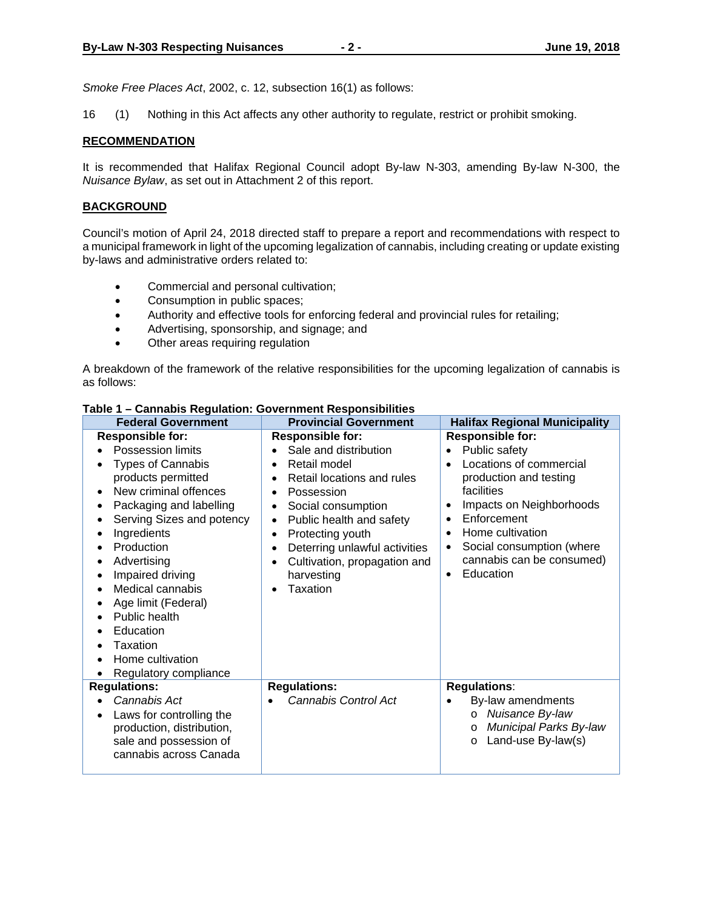*Smoke Free Places Act*, 2002, c. 12, subsection 16(1) as follows:

16 (1) Nothing in this Act affects any other authority to regulate, restrict or prohibit smoking.

## RECOMMENDATION

It is recommended that Halifax Regional Council adopt By-law N-303, amending By-law N-300, the *Nuisance Bylaw*, as set out in Attachment 2 of this report.

## BACKGROUND

Council's motion of April 24, 2018 directed staff to prepare a report and recommendations with respect to a municipal framework in light of the upcoming legalization of cannabis, including creating or update existing by-laws and administrative orders related to:

- Commercial and personal cultivation;
- Consumption in public spaces;
- Authority and effective tools for enforcing federal and provincial rules for retailing;
- Advertising, sponsorship, and signage; and
- Other areas requiring regulation

A breakdown of the framework of the relative responsibilities for the upcoming legalization of cannabis is as follows:

**Table 1 – Cannabis Regulation: Government Responsibilities**

| Federal Government | Provincial Government | Halifax Regional Municipality |
|---|---|---|
| **Responsible for:**<br>• Possession limits<br>• Types of Cannabis products permitted<br>• New criminal offences<br>• Packaging and labelling<br>• Serving Sizes and potency<br>• Ingredients<br>• Production<br>• Advertising<br>• Impaired driving<br>• Medical cannabis<br>• Age limit (Federal)<br>• Public health<br>• Education<br>• Taxation<br>• Home cultivation<br>• Regulatory compliance | **Responsible for:**<br>• Sale and distribution<br>• Retail model<br>• Retail locations and rules<br>• Possession<br>• Social consumption<br>• Public health and safety<br>• Protecting youth<br>• Deterring unlawful activities<br>• Cultivation, propagation and harvesting<br>• Taxation | **Responsible for:**<br>• Public safety<br>• Locations of commercial production and testing facilities<br>• Impacts on Neighborhoods<br>• Enforcement<br>• Home cultivation<br>• Social consumption (where cannabis can be consumed)<br>• Education |
| **Regulations:**<br>• *Cannabis Act*<br>• Laws for controlling the production, distribution, sale and possession of cannabis across Canada | **Regulations:**<br>• *Cannabis Control Act* | **Regulations**:<br>• By-law amendments<br>  o *Nuisance By-law*<br>  o *Municipal Parks By-law*<br>  o Land-use By-law(s) |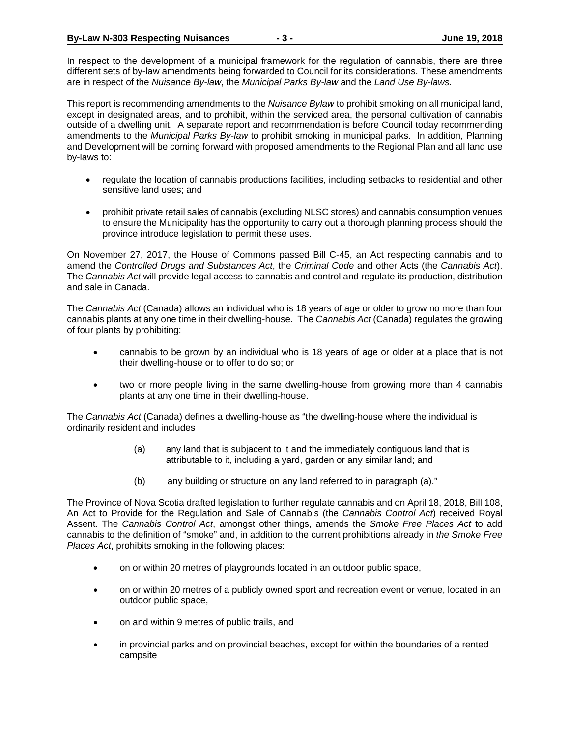In respect to the development of a municipal framework for the regulation of cannabis, there are three different sets of by-law amendments being forwarded to Council for its considerations. These amendments are in respect of the *Nuisance By-law*, the *Municipal Parks By-law* and the *Land Use By-laws.*

This report is recommending amendments to the *Nuisance Bylaw* to prohibit smoking on all municipal land, except in designated areas, and to prohibit, within the serviced area, the personal cultivation of cannabis outside of a dwelling unit. A separate report and recommendation is before Council today recommending amendments to the *Municipal Parks By-law* to prohibit smoking in municipal parks. In addition, Planning and Development will be coming forward with proposed amendments to the Regional Plan and all land use by-laws to:

- regulate the location of cannabis productions facilities, including setbacks to residential and other sensitive land uses; and
- prohibit private retail sales of cannabis (excluding NLSC stores) and cannabis consumption venues to ensure the Municipality has the opportunity to carry out a thorough planning process should the province introduce legislation to permit these uses.

On November 27, 2017, the House of Commons passed Bill C-45, an Act respecting cannabis and to amend the *Controlled Drugs and Substances Act*, the *Criminal Code* and other Acts (the *Cannabis Act*). The *Cannabis Act* will provide legal access to cannabis and control and regulate its production, distribution and sale in Canada.

The *Cannabis Act* (Canada) allows an individual who is 18 years of age or older to grow no more than four cannabis plants at any one time in their dwelling-house. The *Cannabis Act* (Canada) regulates the growing of four plants by prohibiting:

- cannabis to be grown by an individual who is 18 years of age or older at a place that is not their dwelling-house or to offer to do so; or
- two or more people living in the same dwelling-house from growing more than 4 cannabis plants at any one time in their dwelling-house.

The *Cannabis Act* (Canada) defines a dwelling-house as "the dwelling-house where the individual is ordinarily resident and includes

> (a) any land that is subjacent to it and the immediately contiguous land that is attributable to it, including a yard, garden or any similar land; and
>
> (b) any building or structure on any land referred to in paragraph (a)."

The Province of Nova Scotia drafted legislation to further regulate cannabis and on April 18, 2018, Bill 108, An Act to Provide for the Regulation and Sale of Cannabis (the *Cannabis Control Act*) received Royal Assent. The *Cannabis Control Act*, amongst other things, amends the *Smoke Free Places Act* to add cannabis to the definition of "smoke" and, in addition to the current prohibitions already in *the Smoke Free Places Act*, prohibits smoking in the following places:

- on or within 20 metres of playgrounds located in an outdoor public space,
- on or within 20 metres of a publicly owned sport and recreation event or venue, located in an outdoor public space,
- on and within 9 metres of public trails, and
- in provincial parks and on provincial beaches, except for within the boundaries of a rented campsite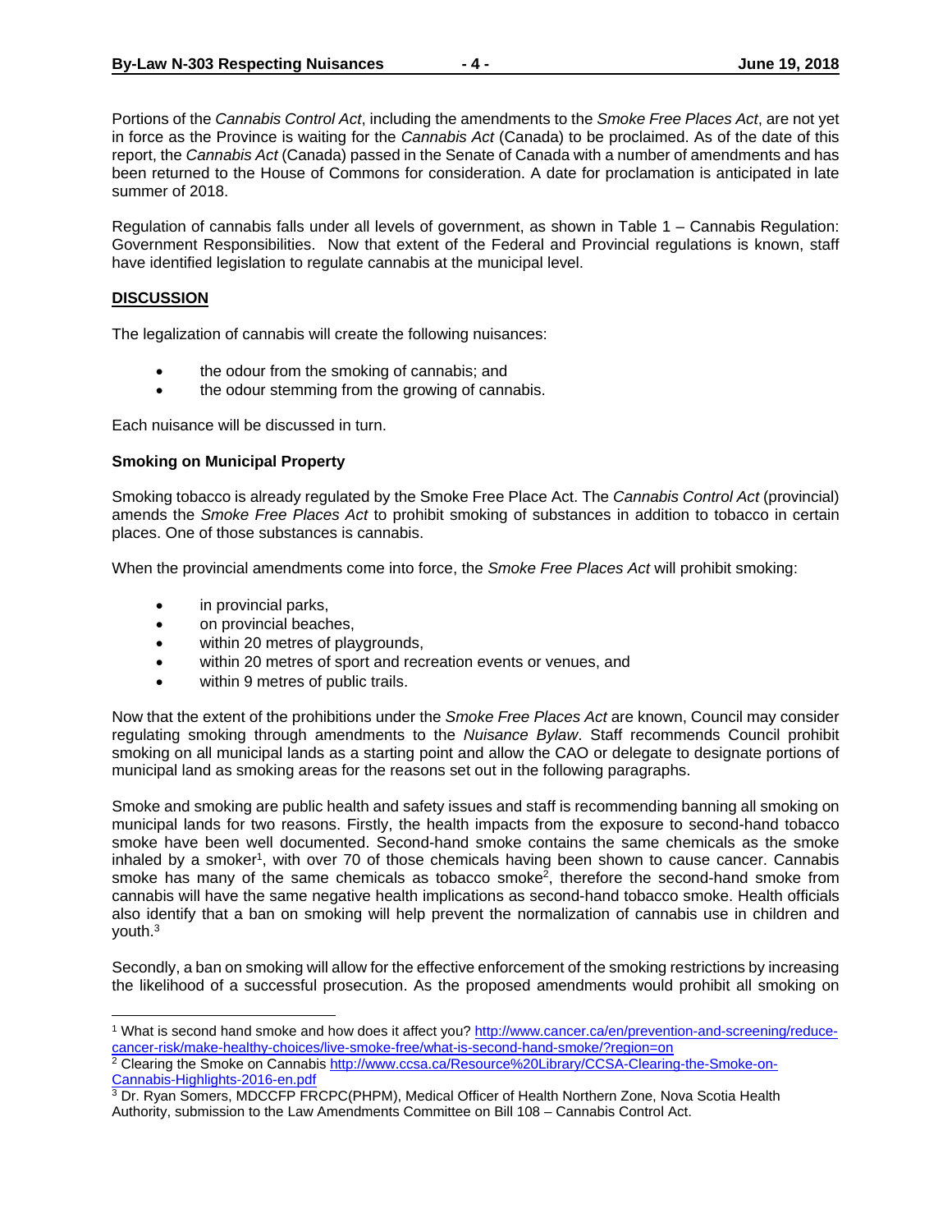Portions of the *Cannabis Control Act*, including the amendments to the *Smoke Free Places Act*, are not yet in force as the Province is waiting for the *Cannabis Act* (Canada) to be proclaimed. As of the date of this report, the *Cannabis Act* (Canada) passed in the Senate of Canada with a number of amendments and has been returned to the House of Commons for consideration. A date for proclamation is anticipated in late summer of 2018.

Regulation of cannabis falls under all levels of government, as shown in Table 1 – Cannabis Regulation: Government Responsibilities. Now that extent of the Federal and Provincial regulations is known, staff have identified legislation to regulate cannabis at the municipal level.

## DISCUSSION

The legalization of cannabis will create the following nuisances:

- the odour from the smoking of cannabis; and
- the odour stemming from the growing of cannabis.

Each nuisance will be discussed in turn.

### Smoking on Municipal Property

Smoking tobacco is already regulated by the Smoke Free Place Act. The *Cannabis Control Act* (provincial) amends the *Smoke Free Places Act* to prohibit smoking of substances in addition to tobacco in certain places. One of those substances is cannabis.

When the provincial amendments come into force, the *Smoke Free Places Act* will prohibit smoking:

- in provincial parks,
- on provincial beaches,
- within 20 metres of playgrounds,
- within 20 metres of sport and recreation events or venues, and
- within 9 metres of public trails.

Now that the extent of the prohibitions under the *Smoke Free Places Act* are known, Council may consider regulating smoking through amendments to the *Nuisance Bylaw*. Staff recommends Council prohibit smoking on all municipal lands as a starting point and allow the CAO or delegate to designate portions of municipal land as smoking areas for the reasons set out in the following paragraphs.

Smoke and smoking are public health and safety issues and staff is recommending banning all smoking on municipal lands for two reasons. Firstly, the health impacts from the exposure to second-hand tobacco smoke have been well documented. Second-hand smoke contains the same chemicals as the smoke inhaled by a smoker[1], with over 70 of those chemicals having been shown to cause cancer. Cannabis smoke has many of the same chemicals as tobacco smoke[2], therefore the second-hand smoke from cannabis will have the same negative health implications as second-hand tobacco smoke. Health officials also identify that a ban on smoking will help prevent the normalization of cannabis use in children and youth.[3]

Secondly, a ban on smoking will allow for the effective enforcement of the smoking restrictions by increasing the likelihood of a successful prosecution. As the proposed amendments would prohibit all smoking on

---

[1] What is second hand smoke and how does it affect you? http://www.cancer.ca/en/prevention-and-screening/reduce-cancer-risk/make-healthy-choices/live-smoke-free/what-is-second-hand-smoke/?region=on

[2] Clearing the Smoke on Cannabis http://www.ccsa.ca/Resource%20Library/CCSA-Clearing-the-Smoke-on-Cannabis-Highlights-2016-en.pdf

[3] Dr. Ryan Somers, MDCCFP FRCPC(PHPM), Medical Officer of Health Northern Zone, Nova Scotia Health Authority, submission to the Law Amendments Committee on Bill 108 – Cannabis Control Act.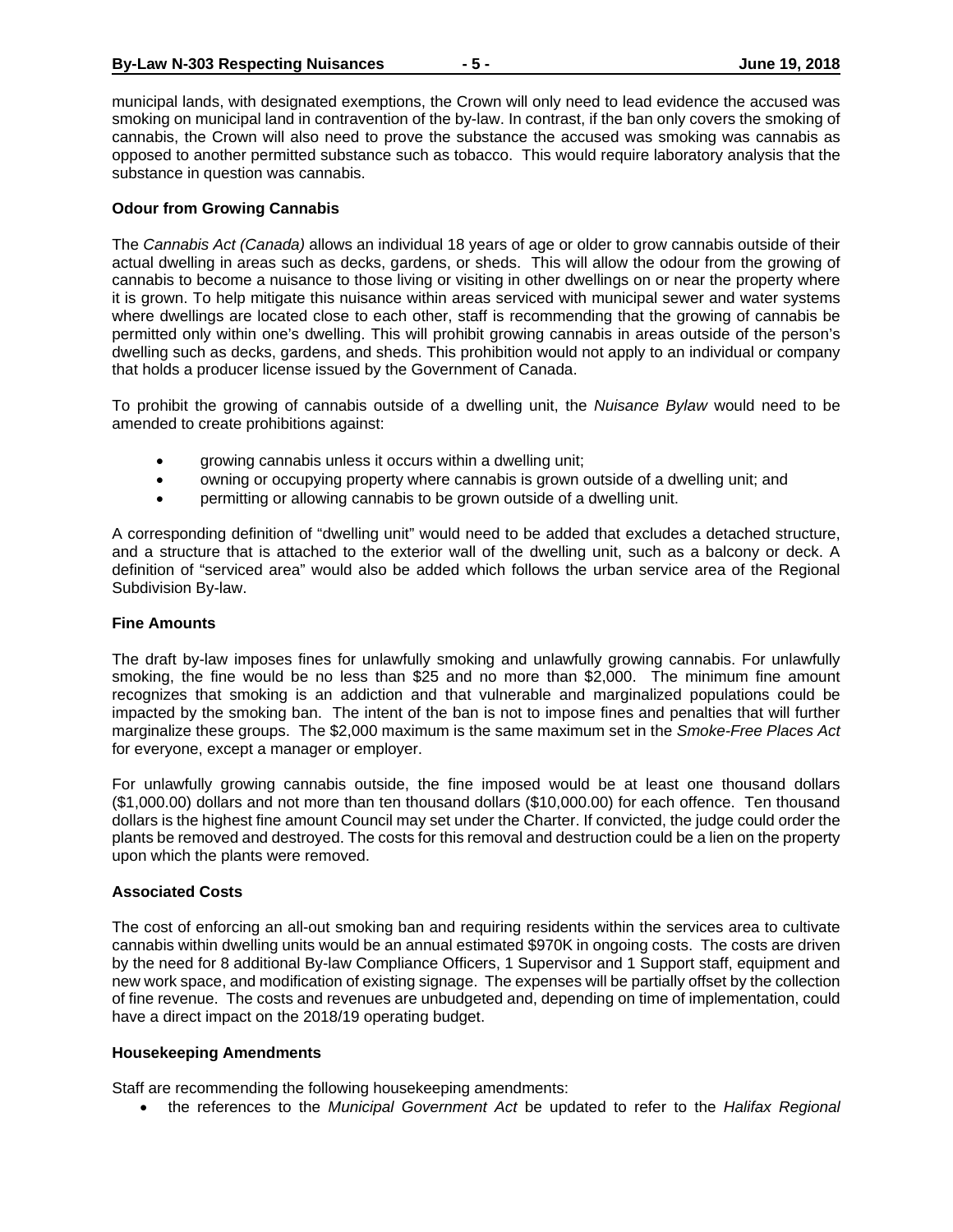municipal lands, with designated exemptions, the Crown will only need to lead evidence the accused was smoking on municipal land in contravention of the by-law. In contrast, if the ban only covers the smoking of cannabis, the Crown will also need to prove the substance the accused was smoking was cannabis as opposed to another permitted substance such as tobacco. This would require laboratory analysis that the substance in question was cannabis.

**Odour from Growing Cannabis**

The *Cannabis Act (Canada)* allows an individual 18 years of age or older to grow cannabis outside of their actual dwelling in areas such as decks, gardens, or sheds. This will allow the odour from the growing of cannabis to become a nuisance to those living or visiting in other dwellings on or near the property where it is grown. To help mitigate this nuisance within areas serviced with municipal sewer and water systems where dwellings are located close to each other, staff is recommending that the growing of cannabis be permitted only within one's dwelling. This will prohibit growing cannabis in areas outside of the person's dwelling such as decks, gardens, and sheds. This prohibition would not apply to an individual or company that holds a producer license issued by the Government of Canada.

To prohibit the growing of cannabis outside of a dwelling unit, the *Nuisance Bylaw* would need to be amended to create prohibitions against:

- growing cannabis unless it occurs within a dwelling unit;
- owning or occupying property where cannabis is grown outside of a dwelling unit; and
- permitting or allowing cannabis to be grown outside of a dwelling unit.

A corresponding definition of "dwelling unit" would need to be added that excludes a detached structure, and a structure that is attached to the exterior wall of the dwelling unit, such as a balcony or deck. A definition of "serviced area" would also be added which follows the urban service area of the Regional Subdivision By-law.

**Fine Amounts**

The draft by-law imposes fines for unlawfully smoking and unlawfully growing cannabis. For unlawfully smoking, the fine would be no less than $25 and no more than $2,000. The minimum fine amount recognizes that smoking is an addiction and that vulnerable and marginalized populations could be impacted by the smoking ban. The intent of the ban is not to impose fines and penalties that will further marginalize these groups. The $2,000 maximum is the same maximum set in the *Smoke-Free Places Act* for everyone, except a manager or employer.

For unlawfully growing cannabis outside, the fine imposed would be at least one thousand dollars ($1,000.00) dollars and not more than ten thousand dollars ($10,000.00) for each offence. Ten thousand dollars is the highest fine amount Council may set under the Charter. If convicted, the judge could order the plants be removed and destroyed. The costs for this removal and destruction could be a lien on the property upon which the plants were removed.

**Associated Costs**

The cost of enforcing an all-out smoking ban and requiring residents within the services area to cultivate cannabis within dwelling units would be an annual estimated $970K in ongoing costs. The costs are driven by the need for 8 additional By-law Compliance Officers, 1 Supervisor and 1 Support staff, equipment and new work space, and modification of existing signage. The expenses will be partially offset by the collection of fine revenue. The costs and revenues are unbudgeted and, depending on time of implementation, could have a direct impact on the 2018/19 operating budget.

**Housekeeping Amendments**

Staff are recommending the following housekeeping amendments:

- the references to the *Municipal Government Act* be updated to refer to the *Halifax Regional*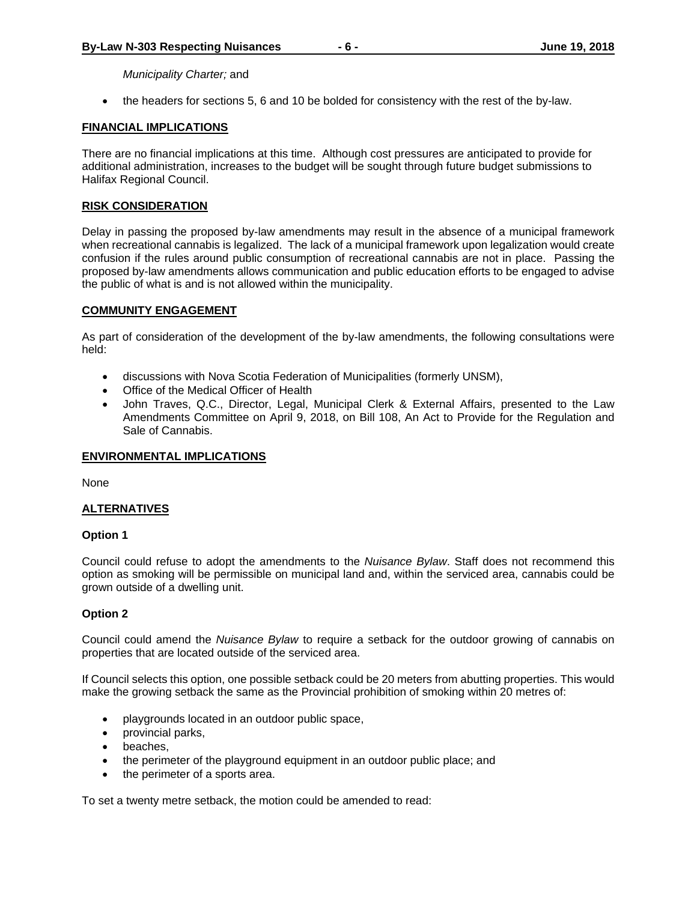*Municipality Charter;* and

- the headers for sections 5, 6 and 10 be bolded for consistency with the rest of the by-law.

## FINANCIAL IMPLICATIONS

There are no financial implications at this time. Although cost pressures are anticipated to provide for additional administration, increases to the budget will be sought through future budget submissions to Halifax Regional Council.

## RISK CONSIDERATION

Delay in passing the proposed by-law amendments may result in the absence of a municipal framework when recreational cannabis is legalized. The lack of a municipal framework upon legalization would create confusion if the rules around public consumption of recreational cannabis are not in place. Passing the proposed by-law amendments allows communication and public education efforts to be engaged to advise the public of what is and is not allowed within the municipality.

## COMMUNITY ENGAGEMENT

As part of consideration of the development of the by-law amendments, the following consultations were held:

- discussions with Nova Scotia Federation of Municipalities (formerly UNSM),
- Office of the Medical Officer of Health
- John Traves, Q.C., Director, Legal, Municipal Clerk & External Affairs, presented to the Law Amendments Committee on April 9, 2018, on Bill 108, An Act to Provide for the Regulation and Sale of Cannabis.

## ENVIRONMENTAL IMPLICATIONS

None

## ALTERNATIVES

### Option 1

Council could refuse to adopt the amendments to the *Nuisance Bylaw*. Staff does not recommend this option as smoking will be permissible on municipal land and, within the serviced area, cannabis could be grown outside of a dwelling unit.

### Option 2

Council could amend the *Nuisance Bylaw* to require a setback for the outdoor growing of cannabis on properties that are located outside of the serviced area.

If Council selects this option, one possible setback could be 20 meters from abutting properties. This would make the growing setback the same as the Provincial prohibition of smoking within 20 metres of:

- playgrounds located in an outdoor public space,
- provincial parks,
- beaches,
- the perimeter of the playground equipment in an outdoor public place; and
- the perimeter of a sports area.

To set a twenty metre setback, the motion could be amended to read: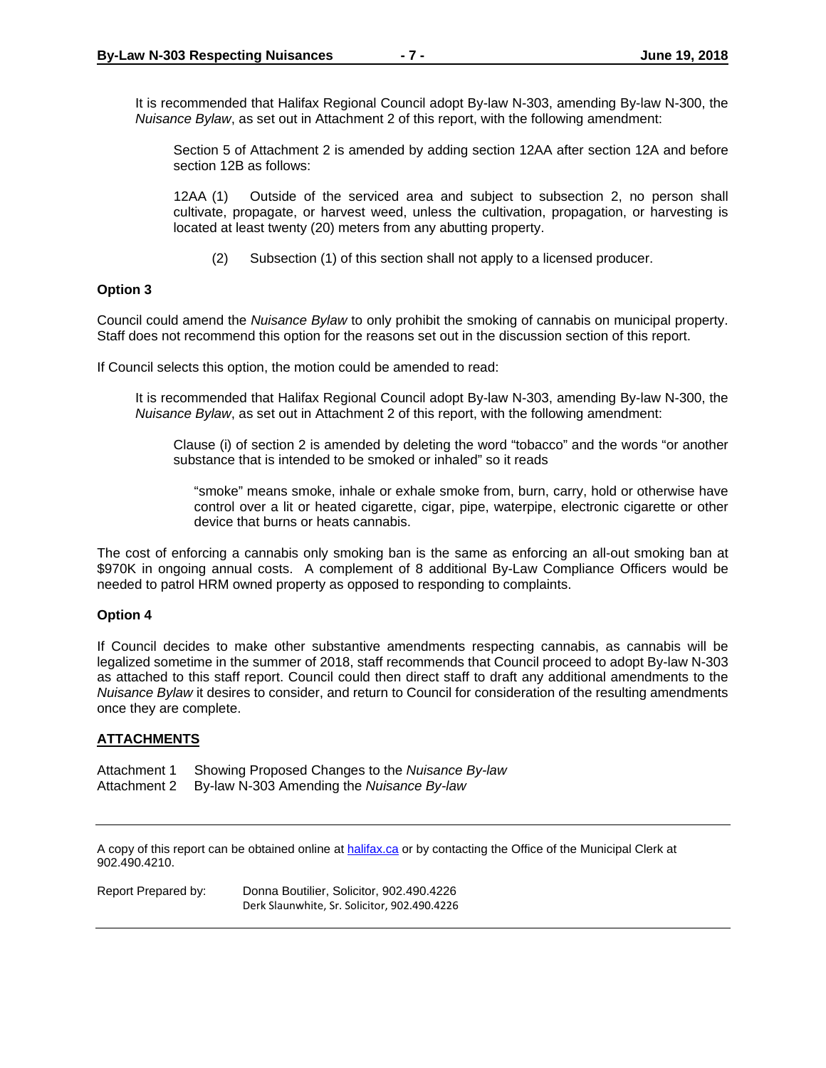It is recommended that Halifax Regional Council adopt By-law N-303, amending By-law N-300, the *Nuisance Bylaw*, as set out in Attachment 2 of this report, with the following amendment:

> Section 5 of Attachment 2 is amended by adding section 12AA after section 12A and before section 12B as follows:
>
> 12AA (1) Outside of the serviced area and subject to subsection 2, no person shall cultivate, propagate, or harvest weed, unless the cultivation, propagation, or harvesting is located at least twenty (20) meters from any abutting property.
>
> (2) Subsection (1) of this section shall not apply to a licensed producer.

**Option 3**

Council could amend the *Nuisance Bylaw* to only prohibit the smoking of cannabis on municipal property. Staff does not recommend this option for the reasons set out in the discussion section of this report.

If Council selects this option, the motion could be amended to read:

It is recommended that Halifax Regional Council adopt By-law N-303, amending By-law N-300, the *Nuisance Bylaw*, as set out in Attachment 2 of this report, with the following amendment:

> Clause (i) of section 2 is amended by deleting the word "tobacco" and the words "or another substance that is intended to be smoked or inhaled" so it reads
>
> "smoke" means smoke, inhale or exhale smoke from, burn, carry, hold or otherwise have control over a lit or heated cigarette, cigar, pipe, waterpipe, electronic cigarette or other device that burns or heats cannabis.

The cost of enforcing a cannabis only smoking ban is the same as enforcing an all-out smoking ban at $970K in ongoing annual costs. A complement of 8 additional By-Law Compliance Officers would be needed to patrol HRM owned property as opposed to responding to complaints.

**Option 4**

If Council decides to make other substantive amendments respecting cannabis, as cannabis will be legalized sometime in the summer of 2018, staff recommends that Council proceed to adopt By-law N-303 as attached to this staff report. Council could then direct staff to draft any additional amendments to the *Nuisance Bylaw* it desires to consider, and return to Council for consideration of the resulting amendments once they are complete.

**ATTACHMENTS**

Attachment 1 Showing Proposed Changes to the *Nuisance By-law*
Attachment 2 By-law N-303 Amending the *Nuisance By-law*

---

A copy of this report can be obtained online at halifax.ca or by contacting the Office of the Municipal Clerk at 902.490.4210.

Report Prepared by: Donna Boutilier, Solicitor, 902.490.4226
Derk Slaunwhite, Sr. Solicitor, 902.490.4226

---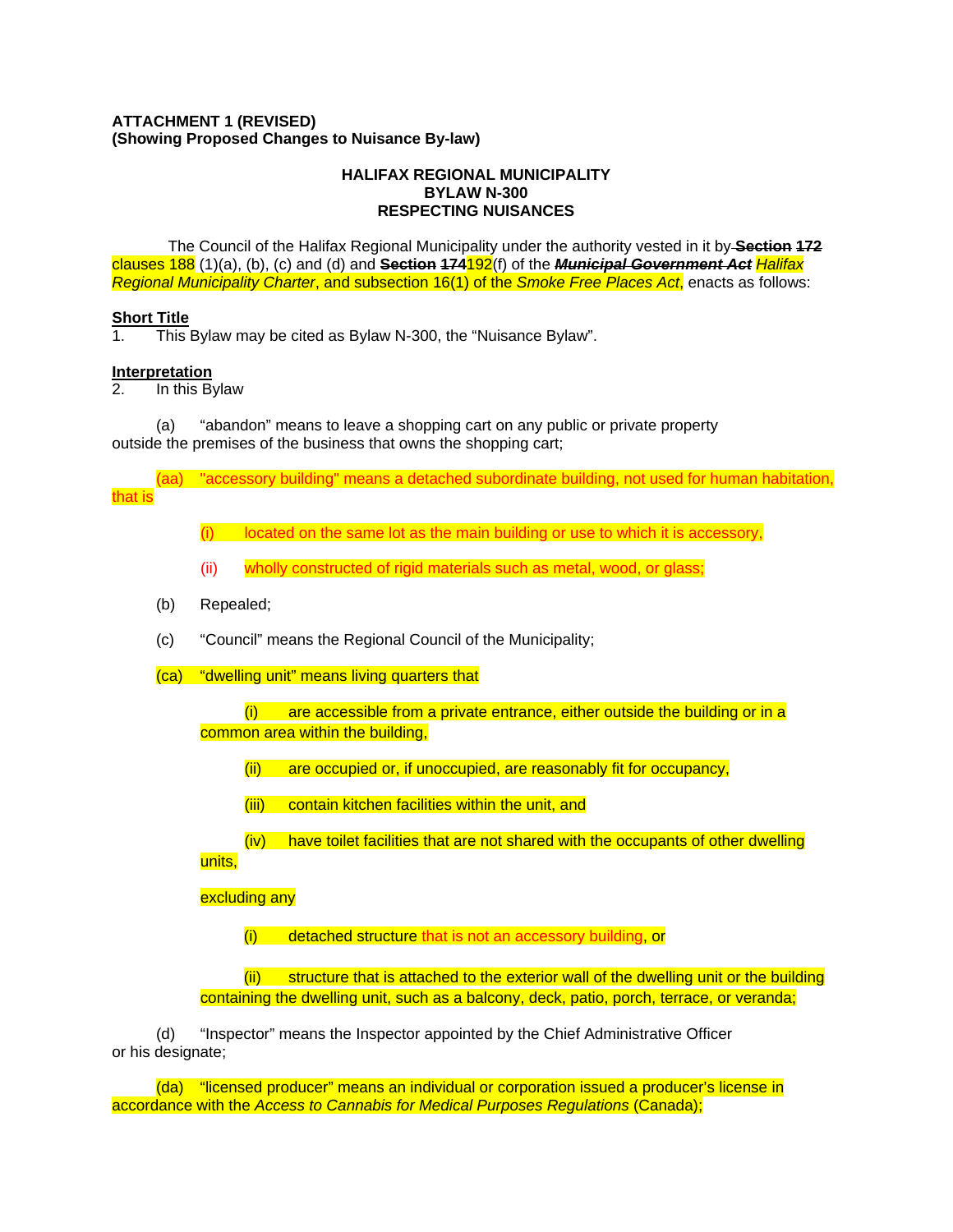**ATTACHMENT 1 (REVISED)**
**(Showing Proposed Changes to Nuisance By-law)**

**HALIFAX REGIONAL MUNICIPALITY**
**BYLAW N-300**
**RESPECTING NUISANCES**

The Council of the Halifax Regional Municipality under the authority vested in it by ~~**Section 172**~~ clauses 188 (1)(a), (b), (c) and (d) and ~~**Section 174**~~192(f) of the ~~***Municipal Government Act***~~ *Halifax Regional Municipality Charter*, and subsection 16(1) of the *Smoke Free Places Act*, enacts as follows:

**Short Title**

1. This Bylaw may be cited as Bylaw N-300, the "Nuisance Bylaw".

**Interpretation**

2. In this Bylaw

(a) "abandon" means to leave a shopping cart on any public or private property outside the premises of the business that owns the shopping cart;

(aa) "accessory building" means a detached subordinate building, not used for human habitation, that is

(i) located on the same lot as the main building or use to which it is accessory,

(ii) wholly constructed of rigid materials such as metal, wood, or glass;

(b) Repealed;

(c) "Council" means the Regional Council of the Municipality;

(ca) "dwelling unit" means living quarters that

(i) are accessible from a private entrance, either outside the building or in a common area within the building,

(ii) are occupied or, if unoccupied, are reasonably fit for occupancy,

(iii) contain kitchen facilities within the unit, and

(iv) have toilet facilities that are not shared with the occupants of other dwelling units,

excluding any

(i) detached structure that is not an accessory building, or

(ii) structure that is attached to the exterior wall of the dwelling unit or the building containing the dwelling unit, such as a balcony, deck, patio, porch, terrace, or veranda;

(d) "Inspector" means the Inspector appointed by the Chief Administrative Officer or his designate;

(da) "licensed producer" means an individual or corporation issued a producer's license in accordance with the *Access to Cannabis for Medical Purposes Regulations* (Canada);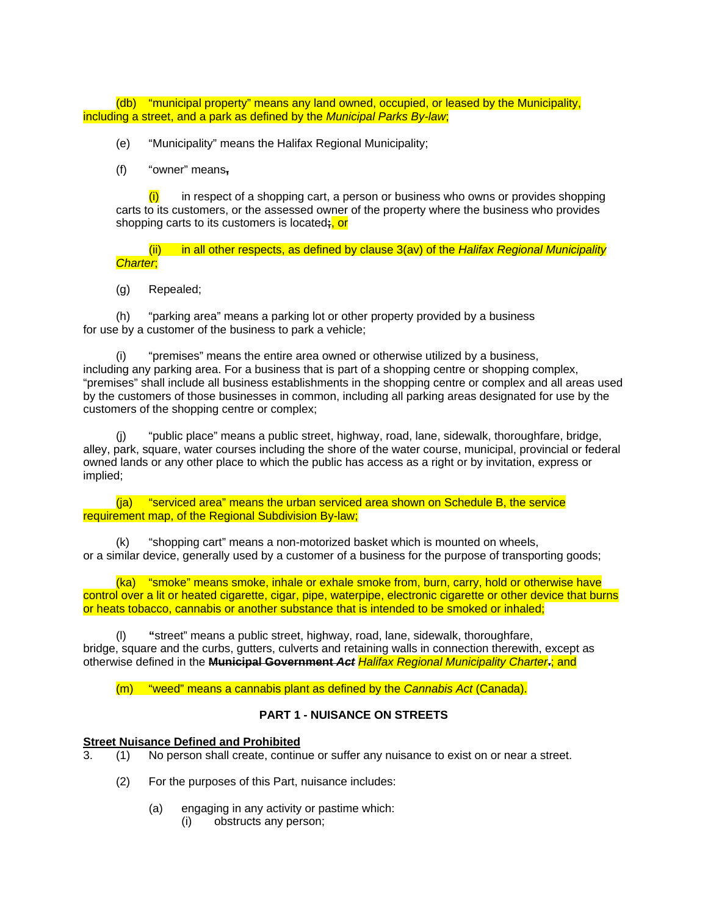(db) “municipal property” means any land owned, occupied, or leased by the Municipality, including a street, and a park as defined by the *Municipal Parks By-law*;

(e) “Municipality” means the Halifax Regional Municipality;

(f) “owner” means~~,~~

(i) in respect of a shopping cart, a person or business who owns or provides shopping carts to its customers, or the assessed owner of the property where the business who provides shopping carts to its customers is located~~;~~, or

(ii) in all other respects, as defined by clause 3(av) of the *Halifax Regional Municipality Charter*;

(g) Repealed;

(h) “parking area” means a parking lot or other property provided by a business for use by a customer of the business to park a vehicle;

(i) “premises” means the entire area owned or otherwise utilized by a business, including any parking area. For a business that is part of a shopping centre or shopping complex, “premises” shall include all business establishments in the shopping centre or complex and all areas used by the customers of those businesses in common, including all parking areas designated for use by the customers of the shopping centre or complex;

(j) “public place” means a public street, highway, road, lane, sidewalk, thoroughfare, bridge, alley, park, square, water courses including the shore of the water course, municipal, provincial or federal owned lands or any other place to which the public has access as a right or by invitation, express or implied;

(ja) “serviced area” means the urban serviced area shown on Schedule B, the service requirement map, of the Regional Subdivision By-law;

(k) “shopping cart” means a non-motorized basket which is mounted on wheels, or a similar device, generally used by a customer of a business for the purpose of transporting goods;

(ka) “smoke” means smoke, inhale or exhale smoke from, burn, carry, hold or otherwise have control over a lit or heated cigarette, cigar, pipe, waterpipe, electronic cigarette or other device that burns or heats tobacco, cannabis or another substance that is intended to be smoked or inhaled;

(l) “street” means a public street, highway, road, lane, sidewalk, thoroughfare, bridge, square and the curbs, gutters, culverts and retaining walls in connection therewith, except as otherwise defined in the ~~**Municipal Government *Act***~~ *Halifax Regional Municipality Charter*~~.~~; and

(m) “weed” means a cannabis plant as defined by the *Cannabis Act* (Canada).

**PART 1 - NUISANCE ON STREETS**

**Street Nuisance Defined and Prohibited**

3. (1) No person shall create, continue or suffer any nuisance to exist on or near a street.

(2) For the purposes of this Part, nuisance includes:

(a) engaging in any activity or pastime which:

(i) obstructs any person;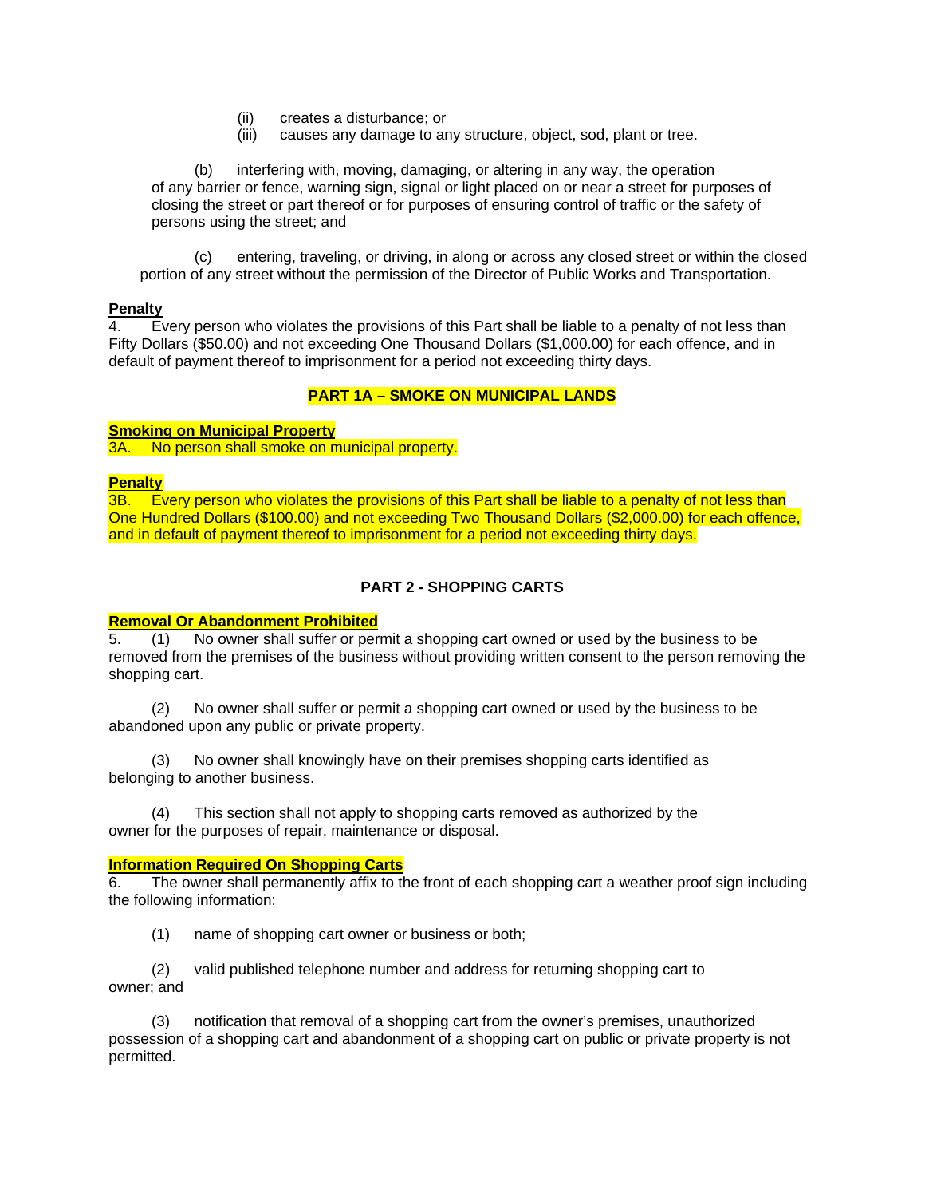(ii) creates a disturbance; or

(iii) causes any damage to any structure, object, sod, plant or tree.

(b) interfering with, moving, damaging, or altering in any way, the operation of any barrier or fence, warning sign, signal or light placed on or near a street for purposes of closing the street or part thereof or for purposes of ensuring control of traffic or the safety of persons using the street; and

(c) entering, traveling, or driving, in along or across any closed street or within the closed portion of any street without the permission of the Director of Public Works and Transportation.

**Penalty**

4. Every person who violates the provisions of this Part shall be liable to a penalty of not less than Fifty Dollars ($50.00) and not exceeding One Thousand Dollars ($1,000.00) for each offence, and in default of payment thereof to imprisonment for a period not exceeding thirty days.

## PART 1A – SMOKE ON MUNICIPAL LANDS

**Smoking on Municipal Property**

3A. No person shall smoke on municipal property.

**Penalty**

3B. Every person who violates the provisions of this Part shall be liable to a penalty of not less than One Hundred Dollars ($100.00) and not exceeding Two Thousand Dollars ($2,000.00) for each offence, and in default of payment thereof to imprisonment for a period not exceeding thirty days.

## PART 2 - SHOPPING CARTS

**Removal Or Abandonment Prohibited**

5. (1) No owner shall suffer or permit a shopping cart owned or used by the business to be removed from the premises of the business without providing written consent to the person removing the shopping cart.

(2) No owner shall suffer or permit a shopping cart owned or used by the business to be abandoned upon any public or private property.

(3) No owner shall knowingly have on their premises shopping carts identified as belonging to another business.

(4) This section shall not apply to shopping carts removed as authorized by the owner for the purposes of repair, maintenance or disposal.

**Information Required On Shopping Carts**

6. The owner shall permanently affix to the front of each shopping cart a weather proof sign including the following information:

(1) name of shopping cart owner or business or both;

(2) valid published telephone number and address for returning shopping cart to owner; and

(3) notification that removal of a shopping cart from the owner's premises, unauthorized possession of a shopping cart and abandonment of a shopping cart on public or private property is not permitted.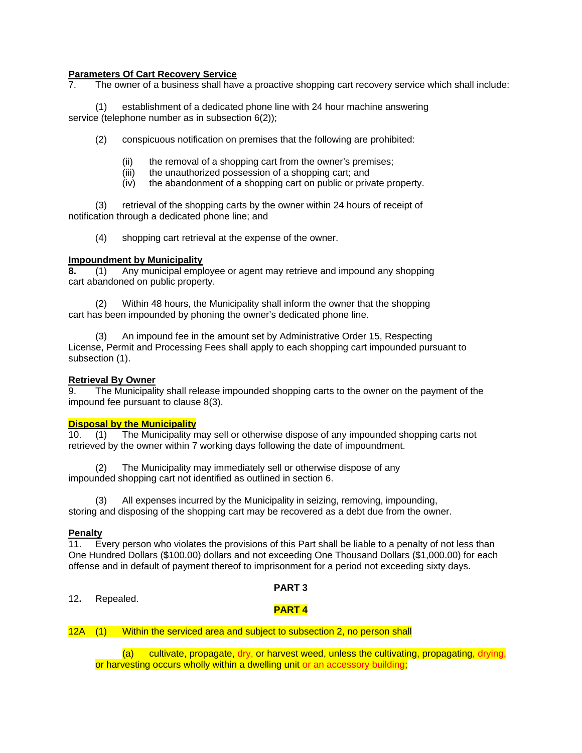**Parameters Of Cart Recovery Service**

7. The owner of a business shall have a proactive shopping cart recovery service which shall include:

(1) establishment of a dedicated phone line with 24 hour machine answering service (telephone number as in subsection 6(2));

(2) conspicuous notification on premises that the following are prohibited:

(ii) the removal of a shopping cart from the owner's premises;
(iii) the unauthorized possession of a shopping cart; and
(iv) the abandonment of a shopping cart on public or private property.

(3) retrieval of the shopping carts by the owner within 24 hours of receipt of notification through a dedicated phone line; and

(4) shopping cart retrieval at the expense of the owner.

**Impoundment by Municipality**

**8.** (1) Any municipal employee or agent may retrieve and impound any shopping cart abandoned on public property.

(2) Within 48 hours, the Municipality shall inform the owner that the shopping cart has been impounded by phoning the owner's dedicated phone line.

(3) An impound fee in the amount set by Administrative Order 15, Respecting License, Permit and Processing Fees shall apply to each shopping cart impounded pursuant to subsection (1).

**Retrieval By Owner**

9. The Municipality shall release impounded shopping carts to the owner on the payment of the impound fee pursuant to clause 8(3).

**Disposal by the Municipality**

10. (1) The Municipality may sell or otherwise dispose of any impounded shopping carts not retrieved by the owner within 7 working days following the date of impoundment.

(2) The Municipality may immediately sell or otherwise dispose of any impounded shopping cart not identified as outlined in section 6.

(3) All expenses incurred by the Municipality in seizing, removing, impounding, storing and disposing of the shopping cart may be recovered as a debt due from the owner.

**Penalty**

11. Every person who violates the provisions of this Part shall be liable to a penalty of not less than One Hundred Dollars ($100.00) dollars and not exceeding One Thousand Dollars ($1,000.00) for each offense and in default of payment thereof to imprisonment for a period not exceeding sixty days.

**PART 3**

12**.** Repealed.

**PART 4**

12A (1) Within the serviced area and subject to subsection 2, no person shall

(a) cultivate, propagate, dry, or harvest weed, unless the cultivating, propagating, drying, or harvesting occurs wholly within a dwelling unit or an accessory building;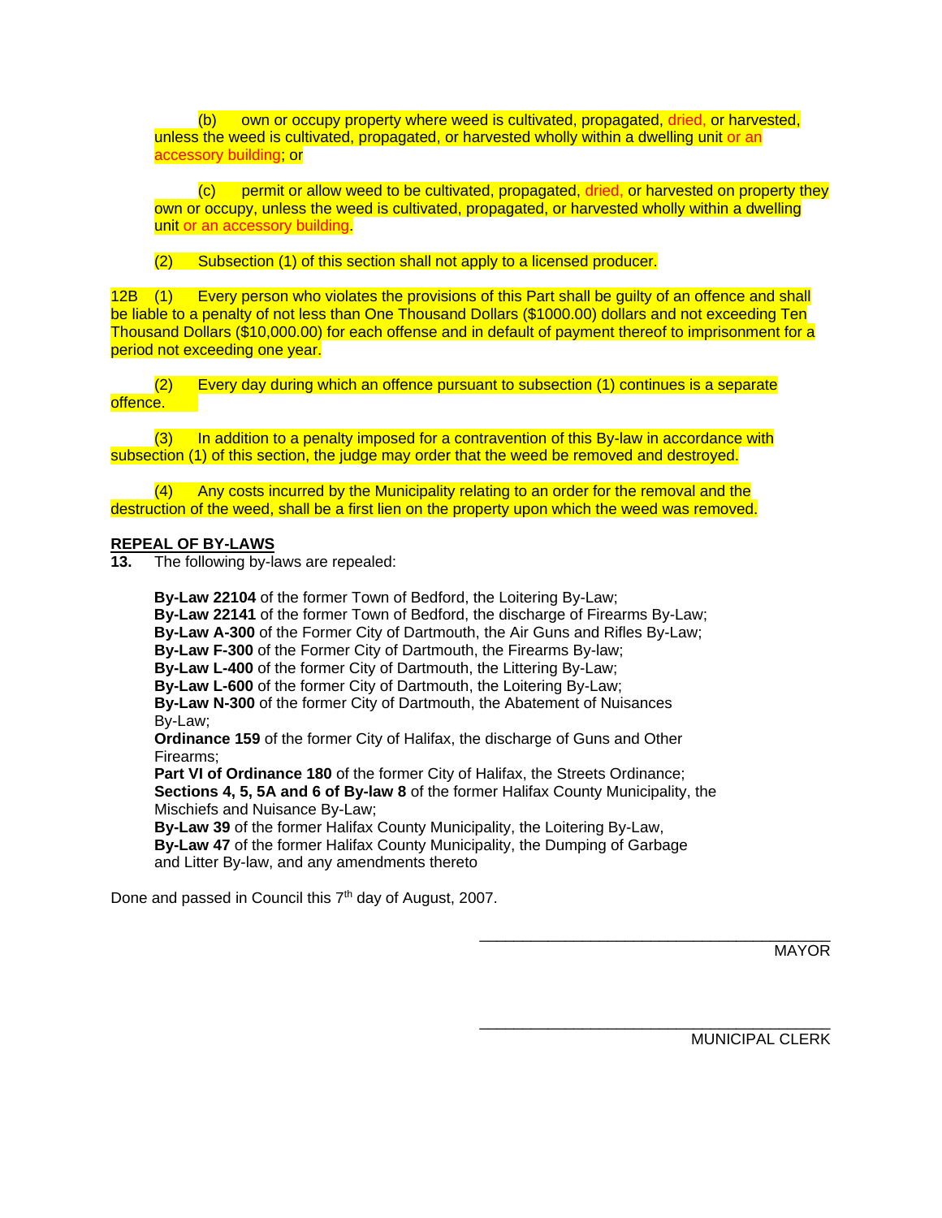(b) own or occupy property where weed is cultivated, propagated, dried, or harvested, unless the weed is cultivated, propagated, or harvested wholly within a dwelling unit or an accessory building; or

(c) permit or allow weed to be cultivated, propagated, dried, or harvested on property they own or occupy, unless the weed is cultivated, propagated, or harvested wholly within a dwelling unit or an accessory building.

(2) Subsection (1) of this section shall not apply to a licensed producer.

12B (1) Every person who violates the provisions of this Part shall be guilty of an offence and shall be liable to a penalty of not less than One Thousand Dollars ($1000.00) dollars and not exceeding Ten Thousand Dollars ($10,000.00) for each offense and in default of payment thereof to imprisonment for a period not exceeding one year.

(2) Every day during which an offence pursuant to subsection (1) continues is a separate offence.

(3) In addition to a penalty imposed for a contravention of this By-law in accordance with subsection (1) of this section, the judge may order that the weed be removed and destroyed.

(4) Any costs incurred by the Municipality relating to an order for the removal and the destruction of the weed, shall be a first lien on the property upon which the weed was removed.

**REPEAL OF BY-LAWS**

**13.** The following by-laws are repealed:

**By-Law 22104** of the former Town of Bedford, the Loitering By-Law;
**By-Law 22141** of the former Town of Bedford, the discharge of Firearms By-Law;
**By-Law A-300** of the Former City of Dartmouth, the Air Guns and Rifles By-Law;
**By-Law F-300** of the Former City of Dartmouth, the Firearms By-law;
**By-Law L-400** of the former City of Dartmouth, the Littering By-Law;
**By-Law L-600** of the former City of Dartmouth, the Loitering By-Law;
**By-Law N-300** of the former City of Dartmouth, the Abatement of Nuisances By-Law;
**Ordinance 159** of the former City of Halifax, the discharge of Guns and Other Firearms;
**Part VI of Ordinance 180** of the former City of Halifax, the Streets Ordinance;
**Sections 4, 5, 5A and 6 of By-law 8** of the former Halifax County Municipality, the Mischiefs and Nuisance By-Law;
**By-Law 39** of the former Halifax County Municipality, the Loitering By-Law,
**By-Law 47** of the former Halifax County Municipality, the Dumping of Garbage and Litter By-law, and any amendments thereto

Done and passed in Council this 7th day of August, 2007.

\_\_\_\_\_\_\_\_\_\_\_\_\_\_\_\_\_\_\_\_\_\_\_\_\_\_\_\_\_\_\_\_\_\_\_\_\_\_
MAYOR

\_\_\_\_\_\_\_\_\_\_\_\_\_\_\_\_\_\_\_\_\_\_\_\_\_\_\_\_\_\_\_\_\_\_\_\_\_\_
MUNICIPAL CLERK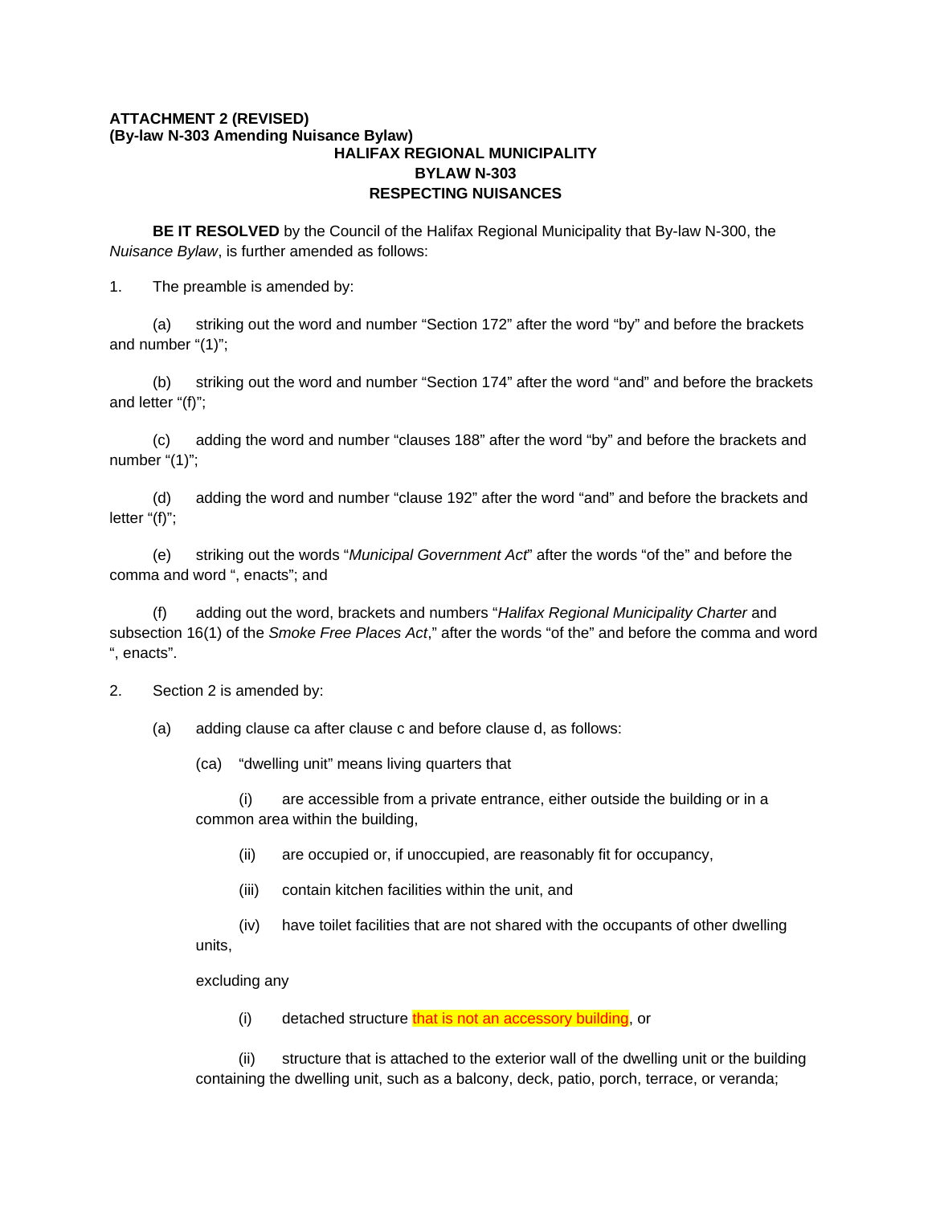**ATTACHMENT 2 (REVISED)**
**(By-law N-303 Amending Nuisance Bylaw)**

**HALIFAX REGIONAL MUNICIPALITY**
**BYLAW N-303**
**RESPECTING NUISANCES**

**BE IT RESOLVED** by the Council of the Halifax Regional Municipality that By-law N-300, the *Nuisance Bylaw*, is further amended as follows:

1. The preamble is amended by:

   (a) striking out the word and number "Section 172" after the word "by" and before the brackets and number "(1)";

   (b) striking out the word and number "Section 174" after the word "and" and before the brackets and letter "(f)";

   (c) adding the word and number "clauses 188" after the word "by" and before the brackets and number "(1)";

   (d) adding the word and number "clause 192" after the word "and" and before the brackets and letter "(f)";

   (e) striking out the words "*Municipal Government Act*" after the words "of the" and before the comma and word ", enacts"; and

   (f) adding out the word, brackets and numbers "*Halifax Regional Municipality Charter* and subsection 16(1) of the *Smoke Free Places Act*," after the words "of the" and before the comma and word ", enacts".

2. Section 2 is amended by:

   (a) adding clause ca after clause c and before clause d, as follows:

   (ca) "dwelling unit" means living quarters that

   (i) are accessible from a private entrance, either outside the building or in a common area within the building,

   (ii) are occupied or, if unoccupied, are reasonably fit for occupancy,

   (iii) contain kitchen facilities within the unit, and

   (iv) have toilet facilities that are not shared with the occupants of other dwelling units,

   excluding any

   (i) detached structure that is not an accessory building, or

   (ii) structure that is attached to the exterior wall of the dwelling unit or the building containing the dwelling unit, such as a balcony, deck, patio, porch, terrace, or veranda;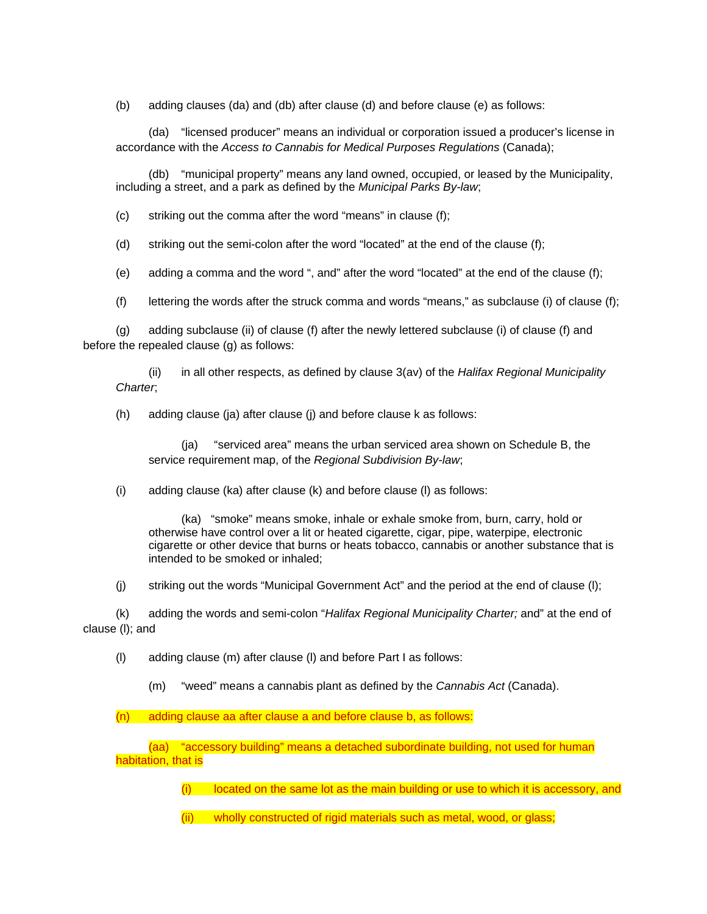(b) adding clauses (da) and (db) after clause (d) and before clause (e) as follows:

(da) "licensed producer" means an individual or corporation issued a producer's license in accordance with the *Access to Cannabis for Medical Purposes Regulations* (Canada);

(db) "municipal property" means any land owned, occupied, or leased by the Municipality, including a street, and a park as defined by the *Municipal Parks By-law*;

(c) striking out the comma after the word "means" in clause (f);

(d) striking out the semi-colon after the word "located" at the end of the clause (f);

(e) adding a comma and the word ", and" after the word "located" at the end of the clause (f);

(f) lettering the words after the struck comma and words "means," as subclause (i) of clause (f);

(g) adding subclause (ii) of clause (f) after the newly lettered subclause (i) of clause (f) and before the repealed clause (g) as follows:

(ii) in all other respects, as defined by clause 3(av) of the *Halifax Regional Municipality Charter*;

(h) adding clause (ja) after clause (j) and before clause k as follows:

(ja) "serviced area" means the urban serviced area shown on Schedule B, the service requirement map, of the *Regional Subdivision By-law*;

(i) adding clause (ka) after clause (k) and before clause (l) as follows:

(ka) "smoke" means smoke, inhale or exhale smoke from, burn, carry, hold or otherwise have control over a lit or heated cigarette, cigar, pipe, waterpipe, electronic cigarette or other device that burns or heats tobacco, cannabis or another substance that is intended to be smoked or inhaled;

(j) striking out the words "Municipal Government Act" and the period at the end of clause (l);

(k) adding the words and semi-colon "*Halifax Regional Municipality Charter;* and" at the end of clause (l); and

(l) adding clause (m) after clause (l) and before Part I as follows:

(m) "weed" means a cannabis plant as defined by the *Cannabis Act* (Canada).

(n) adding clause aa after clause a and before clause b, as follows:

(aa) "accessory building" means a detached subordinate building, not used for human habitation, that is

(i) located on the same lot as the main building or use to which it is accessory, and

(ii) wholly constructed of rigid materials such as metal, wood, or glass;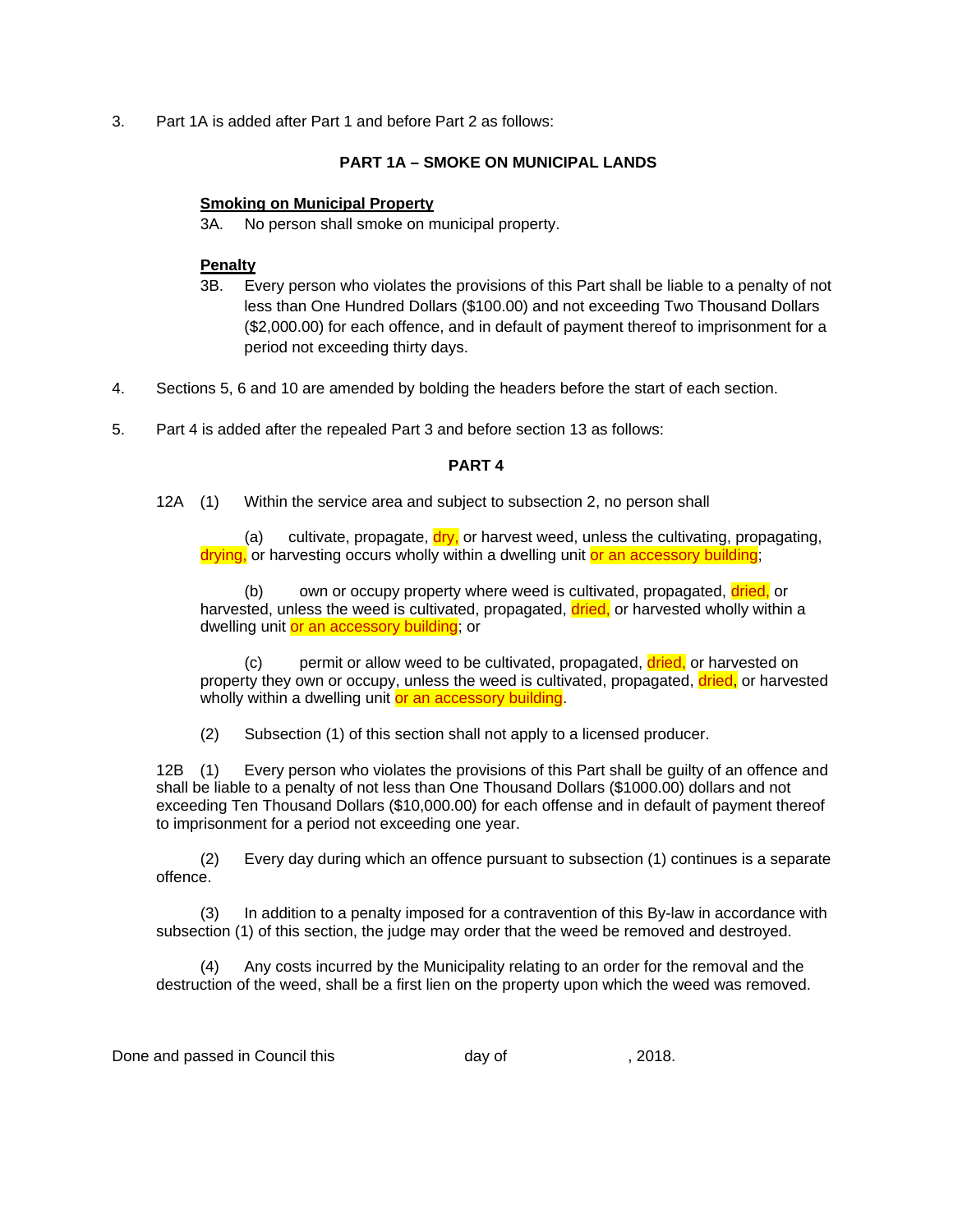3. Part 1A is added after Part 1 and before Part 2 as follows:

**PART 1A – SMOKE ON MUNICIPAL LANDS**

**Smoking on Municipal Property**

3A. No person shall smoke on municipal property.

**Penalty**

3B. Every person who violates the provisions of this Part shall be liable to a penalty of not less than One Hundred Dollars ($100.00) and not exceeding Two Thousand Dollars ($2,000.00) for each offence, and in default of payment thereof to imprisonment for a period not exceeding thirty days.

4. Sections 5, 6 and 10 are amended by bolding the headers before the start of each section.

5. Part 4 is added after the repealed Part 3 and before section 13 as follows:

**PART 4**

12A (1) Within the service area and subject to subsection 2, no person shall

(a) cultivate, propagate, dry, or harvest weed, unless the cultivating, propagating, drying, or harvesting occurs wholly within a dwelling unit or an accessory building;

(b) own or occupy property where weed is cultivated, propagated, dried, or harvested, unless the weed is cultivated, propagated, dried, or harvested wholly within a dwelling unit or an accessory building; or

(c) permit or allow weed to be cultivated, propagated, dried, or harvested on property they own or occupy, unless the weed is cultivated, propagated, dried, or harvested wholly within a dwelling unit or an accessory building.

(2) Subsection (1) of this section shall not apply to a licensed producer.

12B (1) Every person who violates the provisions of this Part shall be guilty of an offence and shall be liable to a penalty of not less than One Thousand Dollars ($1000.00) dollars and not exceeding Ten Thousand Dollars ($10,000.00) for each offense and in default of payment thereof to imprisonment for a period not exceeding one year.

(2) Every day during which an offence pursuant to subsection (1) continues is a separate offence.

(3) In addition to a penalty imposed for a contravention of this By-law in accordance with subsection (1) of this section, the judge may order that the weed be removed and destroyed.

(4) Any costs incurred by the Municipality relating to an order for the removal and the destruction of the weed, shall be a first lien on the property upon which the weed was removed.

Done and passed in Council this day of , 2018.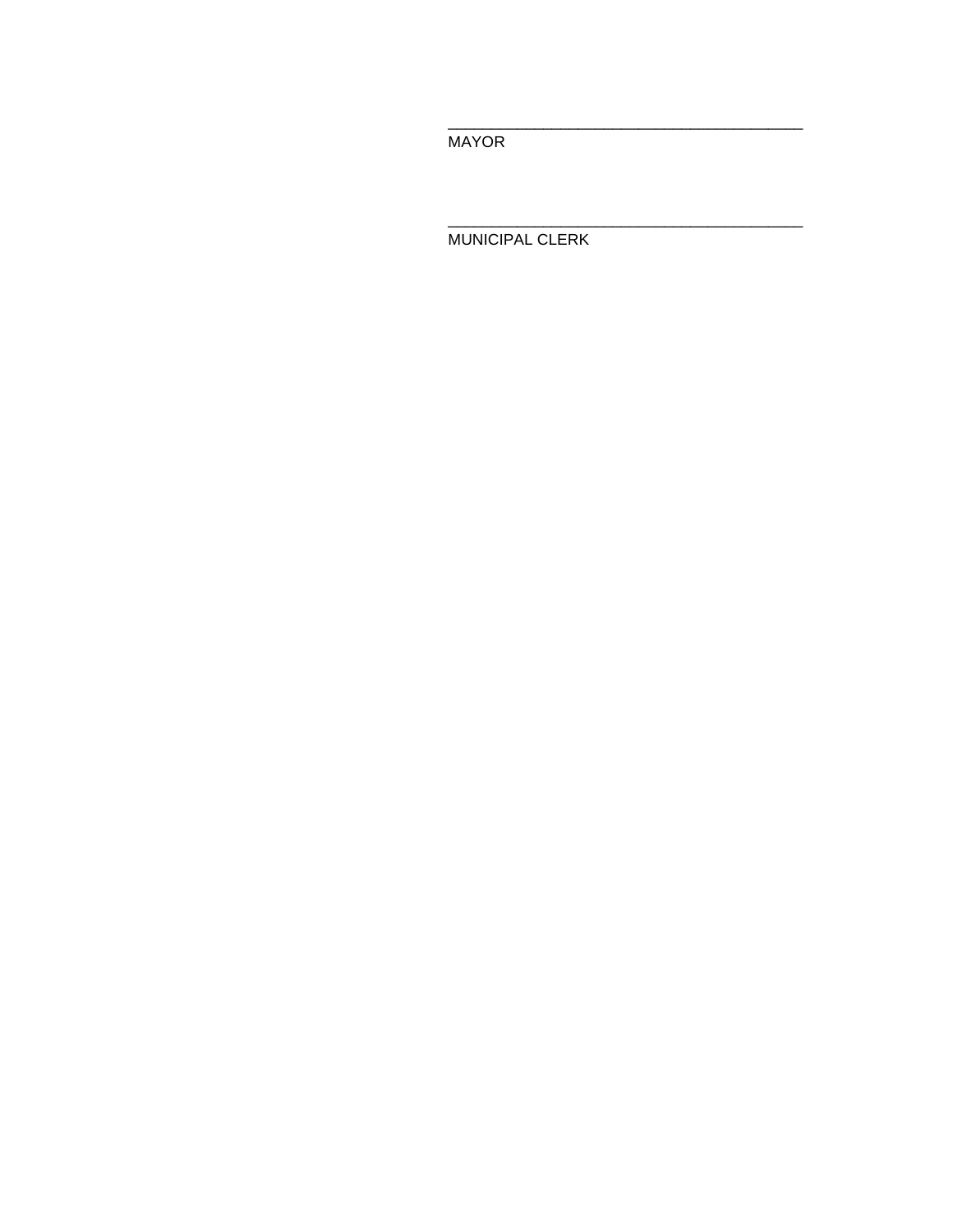\_\_\_\_\_\_\_\_\_\_\_\_\_\_\_\_\_\_\_\_\_\_\_\_\_\_\_\_\_\_\_\_\_\_\_\_\_\_\_\_
MAYOR

\_\_\_\_\_\_\_\_\_\_\_\_\_\_\_\_\_\_\_\_\_\_\_\_\_\_\_\_\_\_\_\_\_\_\_\_\_\_\_\_
MUNICIPAL CLERK